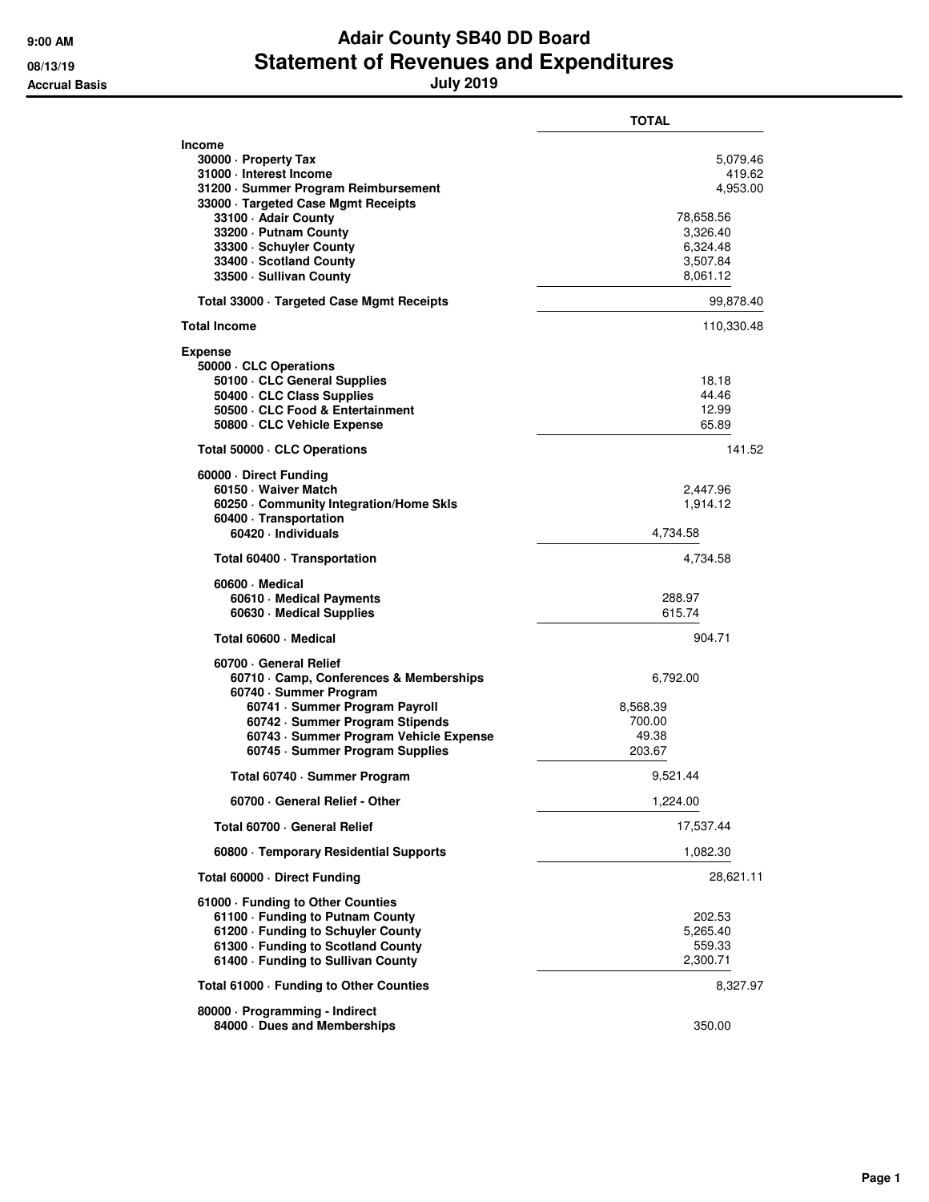# Adair County SB40 DD Board

## Statement of Revenues and Expenditures

**July 2019**

9:00 AM
08/13/19
Accrual Basis

| | TOTAL | |
|---|---|---|
| **Income** | | |
| 30000 · Property Tax | | 5,079.46 |
| 31000 · Interest Income | | 419.62 |
| 31200 · Summer Program Reimbursement | | 4,953.00 |
| 33000 · Targeted Case Mgmt Receipts | | |
| 33100 · Adair County | 78,658.56 | |
| 33200 · Putnam County | 3,326.40 | |
| 33300 · Schuyler County | 6,324.48 | |
| 33400 · Scotland County | 3,507.84 | |
| 33500 · Sullivan County | 8,061.12 | |
| Total 33000 · Targeted Case Mgmt Receipts | | 99,878.40 |
| **Total Income** | | 110,330.48 |
| **Expense** | | |
| 50000 · CLC Operations | | |
| 50100 · CLC General Supplies | 18.18 | |
| 50400 · CLC Class Supplies | 44.46 | |
| 50500 · CLC Food & Entertainment | 12.99 | |
| 50800 · CLC Vehicle Expense | 65.89 | |
| Total 50000 · CLC Operations | | 141.52 |
| 60000 · Direct Funding | | |
| 60150 · Waiver Match | 2,447.96 | |
| 60250 · Community Integration/Home Skls | 1,914.12 | |
| 60400 · Transportation | | |
| 60420 · Individuals | 4,734.58 | |
| Total 60400 · Transportation | 4,734.58 | |
| 60600 · Medical | | |
| 60610 · Medical Payments | 288.97 | |
| 60630 · Medical Supplies | 615.74 | |
| Total 60600 · Medical | 904.71 | |
| 60700 · General Relief | | |
| 60710 · Camp, Conferences & Memberships | 6,792.00 | |
| 60740 · Summer Program | | |
| 60741 · Summer Program Payroll | 8,568.39 | |
| 60742 · Summer Program Stipends | 700.00 | |
| 60743 · Summer Program Vehicle Expense | 49.38 | |
| 60745 · Summer Program Supplies | 203.67 | |
| Total 60740 · Summer Program | 9,521.44 | |
| 60700 · General Relief - Other | 1,224.00 | |
| Total 60700 · General Relief | 17,537.44 | |
| 60800 · Temporary Residential Supports | 1,082.30 | |
| Total 60000 · Direct Funding | | 28,621.11 |
| 61000 · Funding to Other Counties | | |
| 61100 · Funding to Putnam County | 202.53 | |
| 61200 · Funding to Schuyler County | 5,265.40 | |
| 61300 · Funding to Scotland County | 559.33 | |
| 61400 · Funding to Sullivan County | 2,300.71 | |
| Total 61000 · Funding to Other Counties | | 8,327.97 |
| 80000 · Programming - Indirect | | |
| 84000 · Dues and Memberships | 350.00 | |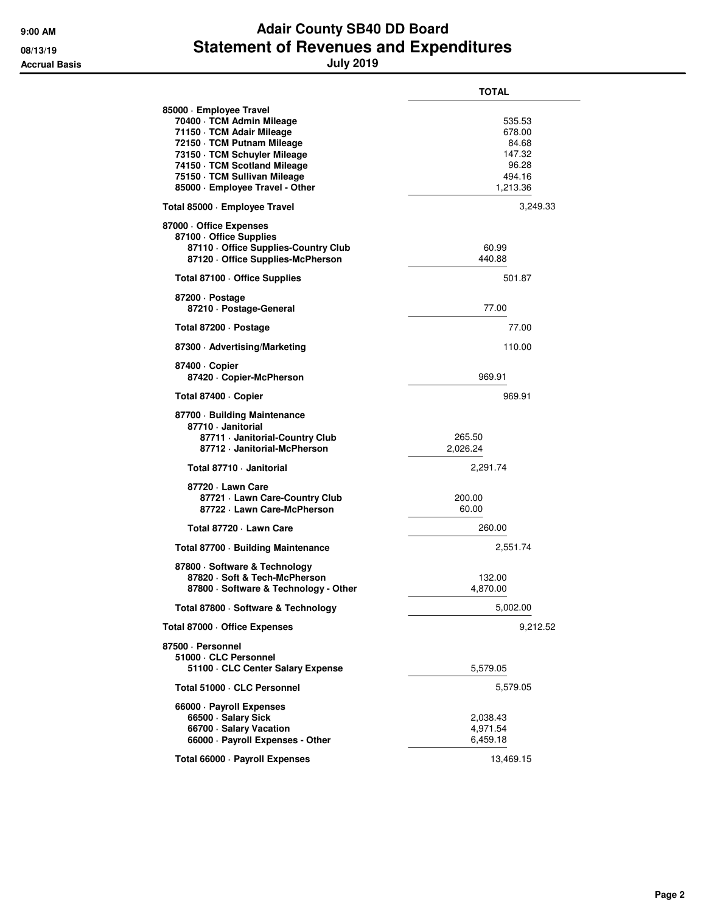# Adair County SB40 DD Board

## Statement of Revenues and Expenditures

**July 2019**

Accrual Basis

| | TOTAL |
|---|---|
| **85000 · Employee Travel** | |
| 70400 · TCM Admin Mileage | 535.53 |
| 71150 · TCM Adair Mileage | 678.00 |
| 72150 · TCM Putnam Mileage | 84.68 |
| 73150 · TCM Schuyler Mileage | 147.32 |
| 74150 · TCM Scotland Mileage | 96.28 |
| 75150 · TCM Sullivan Mileage | 494.16 |
| 85000 · Employee Travel - Other | 1,213.36 |
| **Total 85000 · Employee Travel** | 3,249.33 |
| **87000 · Office Expenses** | |
| 87100 · Office Supplies | |
| 87110 · Office Supplies-Country Club | 60.99 |
| 87120 · Office Supplies-McPherson | 440.88 |
| Total 87100 · Office Supplies | 501.87 |
| 87200 · Postage | |
| 87210 · Postage-General | 77.00 |
| Total 87200 · Postage | 77.00 |
| 87300 · Advertising/Marketing | 110.00 |
| 87400 · Copier | |
| 87420 · Copier-McPherson | 969.91 |
| Total 87400 · Copier | 969.91 |
| 87700 · Building Maintenance | |
| 87710 · Janitorial | |
| 87711 · Janitorial-Country Club | 265.50 |
| 87712 · Janitorial-McPherson | 2,026.24 |
| Total 87710 · Janitorial | 2,291.74 |
| 87720 · Lawn Care | |
| 87721 · Lawn Care-Country Club | 200.00 |
| 87722 · Lawn Care-McPherson | 60.00 |
| Total 87720 · Lawn Care | 260.00 |
| Total 87700 · Building Maintenance | 2,551.74 |
| 87800 · Software & Technology | |
| 87820 · Soft & Tech-McPherson | 132.00 |
| 87800 · Software & Technology - Other | 4,870.00 |
| Total 87800 · Software & Technology | 5,002.00 |
| **Total 87000 · Office Expenses** | 9,212.52 |
| **87500 · Personnel** | |
| 51000 · CLC Personnel | |
| 51100 · CLC Center Salary Expense | 5,579.05 |
| Total 51000 · CLC Personnel | 5,579.05 |
| 66000 · Payroll Expenses | |
| 66500 · Salary Sick | 2,038.43 |
| 66700 · Salary Vacation | 4,971.54 |
| 66000 · Payroll Expenses - Other | 6,459.18 |
| Total 66000 · Payroll Expenses | 13,469.15 |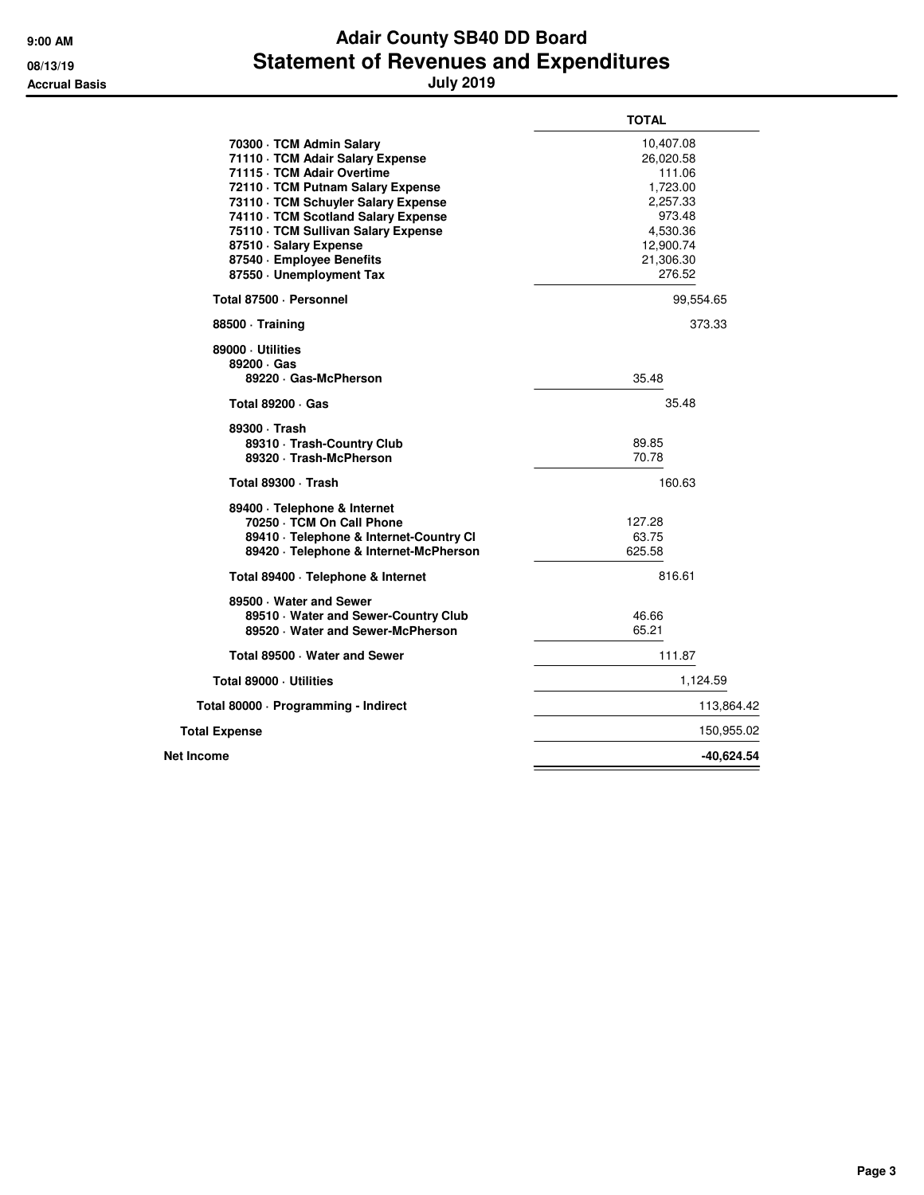# Adair County SB40 DD Board
## Statement of Revenues and Expenditures
### July 2019

9:00 AM
08/13/19
Accrual Basis

| | | TOTAL |
|---|---|---|
| 70300 · TCM Admin Salary | | 10,407.08 |
| 71110 · TCM Adair Salary Expense | | 26,020.58 |
| 71115 · TCM Adair Overtime | | 111.06 |
| 72110 · TCM Putnam Salary Expense | | 1,723.00 |
| 73110 · TCM Schuyler Salary Expense | | 2,257.33 |
| 74110 · TCM Scotland Salary Expense | | 973.48 |
| 75110 · TCM Sullivan Salary Expense | | 4,530.36 |
| 87510 · Salary Expense | | 12,900.74 |
| 87540 · Employee Benefits | | 21,306.30 |
| 87550 · Unemployment Tax | | 276.52 |
| **Total 87500 · Personnel** | | 99,554.65 |
| **88500 · Training** | | 373.33 |
| **89000 · Utilities** | | |
| **89200 · Gas** | | |
| 89220 · Gas-McPherson | 35.48 | |
| **Total 89200 · Gas** | | 35.48 |
| **89300 · Trash** | | |
| 89310 · Trash-Country Club | 89.85 | |
| 89320 · Trash-McPherson | 70.78 | |
| **Total 89300 · Trash** | | 160.63 |
| **89400 · Telephone & Internet** | | |
| 70250 · TCM On Call Phone | 127.28 | |
| 89410 · Telephone & Internet-Country Cl | 63.75 | |
| 89420 · Telephone & Internet-McPherson | 625.58 | |
| **Total 89400 · Telephone & Internet** | | 816.61 |
| **89500 · Water and Sewer** | | |
| 89510 · Water and Sewer-Country Club | 46.66 | |
| 89520 · Water and Sewer-McPherson | 65.21 | |
| **Total 89500 · Water and Sewer** | | 111.87 |
| **Total 89000 · Utilities** | | 1,124.59 |
| **Total 80000 · Programming - Indirect** | | 113,864.42 |
| **Total Expense** | | 150,955.02 |
| **Net Income** | | **-40,624.54** |